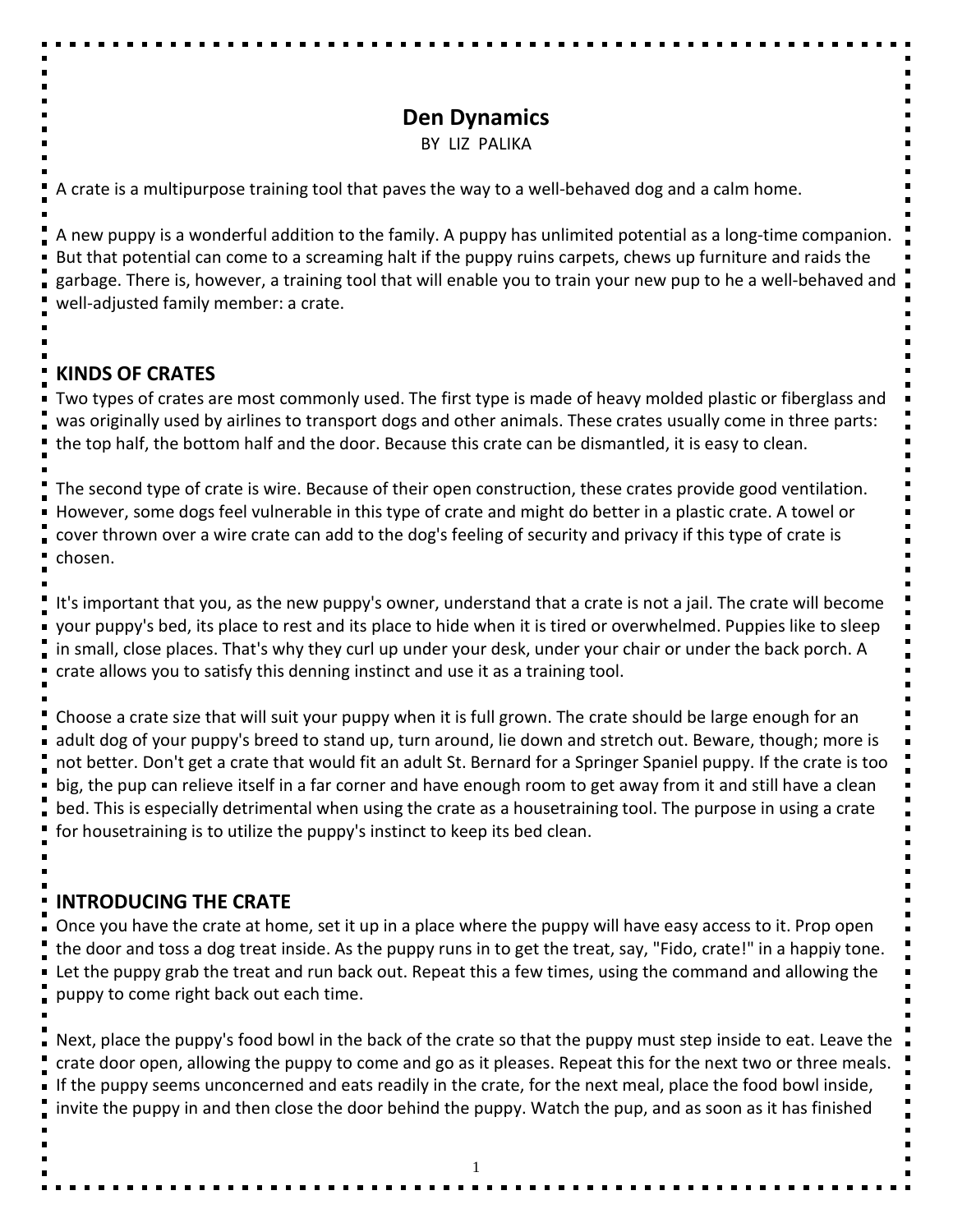# Den Dynamics

BY LIZ PALIKA

A crate is a multipurpose training tool that paves the way to a well-behaved dog and a calm home.

A new puppy is a wonderful addition to the family. A puppy has unlimited potential as a long-time companion. But that potential can come to a screaming halt if the puppy ruins carpets, chews up furniture and raids the garbage. There is, however, a training tool that will enable you to train your new pup to he a well-behaved and well-adjusted family member: a crate.

## KINDS OF CRATES

Two types of crates are most commonly used. The first type is made of heavy molded plastic or fiberglass and was originally used by airlines to transport dogs and other animals. These crates usually come in three parts: the top half, the bottom half and the door. Because this crate can be dismantled, it is easy to clean.

The second type of crate is wire. Because of their open construction, these crates provide good ventilation. However, some dogs feel vulnerable in this type of crate and might do better in a plastic crate. A towel or cover thrown over a wire crate can add to the dog's feeling of security and privacy if this type of crate is chosen.

It's important that you, as the new puppy's owner, understand that a crate is not a jail. The crate will become your puppy's bed, its place to rest and its place to hide when it is tired or overwhelmed. Puppies like to sleep in small, close places. That's why they curl up under your desk, under your chair or under the back porch. A crate allows you to satisfy this denning instinct and use it as a training tool.

Choose a crate size that will suit your puppy when it is full grown. The crate should be large enough for an adult dog of your puppy's breed to stand up, turn around, lie down and stretch out. Beware, though; more is not better. Don't get a crate that would fit an adult St. Bernard for a Springer Spaniel puppy. If the crate is too big, the pup can relieve itself in a far corner and have enough room to get away from it and still have a clean bed. This is especially detrimental when using the crate as a housetraining tool. The purpose in using a crate for housetraining is to utilize the puppy's instinct to keep its bed clean.

## INTRODUCING THE CRATE

Once you have the crate at home, set it up in a place where the puppy will have easy access to it. Prop open the door and toss a dog treat inside. As the puppy runs in to get the treat, say, "Fido, crate!" in a happiy tone. Let the puppy grab the treat and run back out. Repeat this a few times, using the command and allowing the puppy to come right back out each time.

Next, place the puppy's food bowl in the back of the crate so that the puppy must step inside to eat. Leave the crate door open, allowing the puppy to come and go as it pleases. Repeat this for the next two or three meals. If the puppy seems unconcerned and eats readily in the crate, for the next meal, place the food bowl inside, invite the puppy in and then close the door behind the puppy. Watch the pup, and as soon as it has finished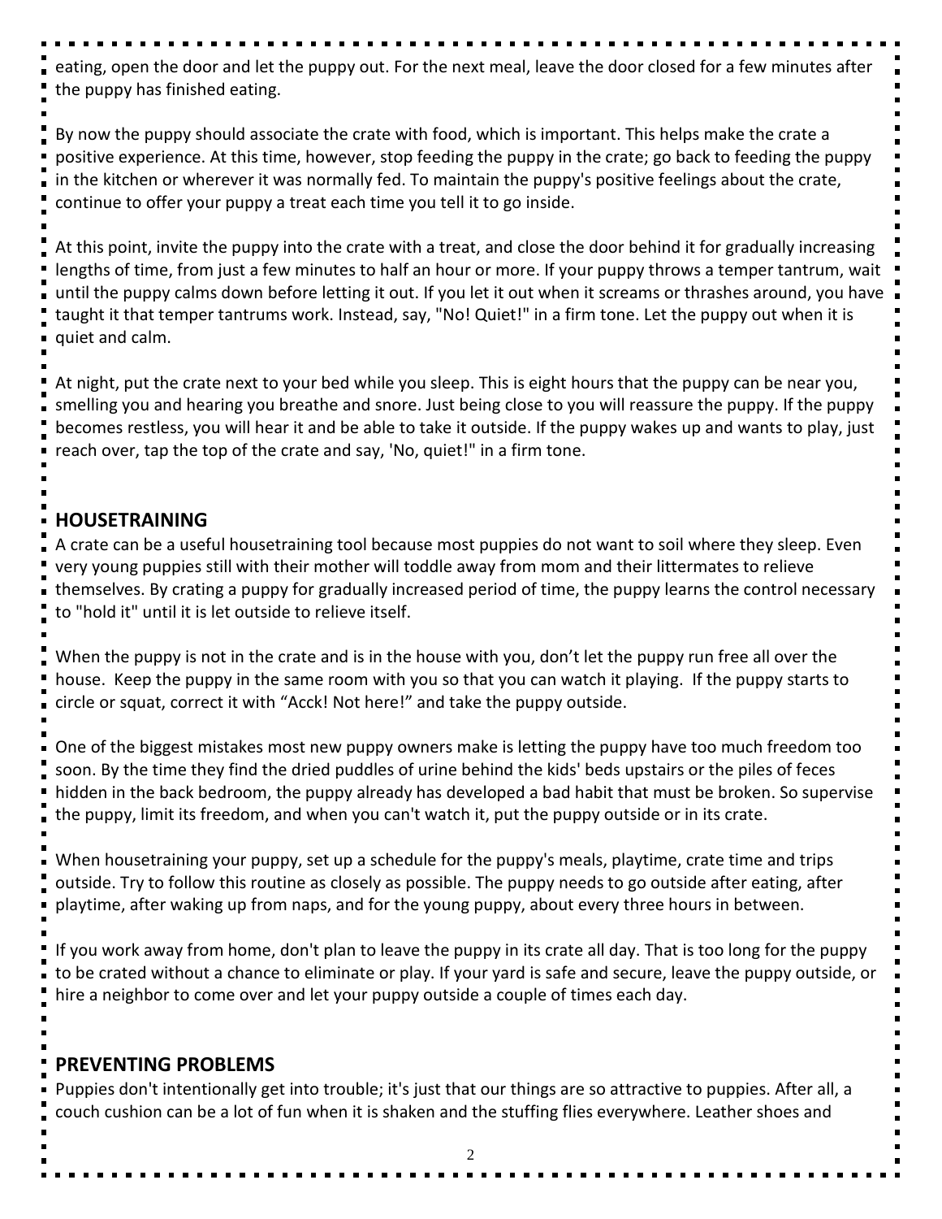eating, open the door and let the puppy out. For the next meal, leave the door closed for a few minutes after the puppy has finished eating.

By now the puppy should associate the crate with food, which is important. This helps make the crate a positive experience. At this time, however, stop feeding the puppy in the crate; go back to feeding the puppy in the kitchen or wherever it was normally fed. To maintain the puppy's positive feelings about the crate, continue to offer your puppy a treat each time you tell it to go inside.

At this point, invite the puppy into the crate with a treat, and close the door behind it for gradually increasing lengths of time, from just a few minutes to half an hour or more. If your puppy throws a temper tantrum, wait until the puppy calms down before letting it out. If you let it out when it screams or thrashes around, you have taught it that temper tantrums work. Instead, say, "No! Quiet!" in a firm tone. Let the puppy out when it is quiet and calm.

At night, put the crate next to your bed while you sleep. This is eight hours that the puppy can be near you, smelling you and hearing you breathe and snore. Just being close to you will reassure the puppy. If the puppy becomes restless, you will hear it and be able to take it outside. If the puppy wakes up and wants to play, just reach over, tap the top of the crate and say, 'No, quiet!" in a firm tone.

## HOUSETRAINING

A crate can be a useful housetraining tool because most puppies do not want to soil where they sleep. Even very young puppies still with their mother will toddle away from mom and their littermates to relieve themselves. By crating a puppy for gradually increased period of time, the puppy learns the control necessary to "hold it" until it is let outside to relieve itself.

When the puppy is not in the crate and is in the house with you, don't let the puppy run free all over the house. Keep the puppy in the same room with you so that you can watch it playing. If the puppy starts to circle or squat, correct it with "Acck! Not here!" and take the puppy outside.

One of the biggest mistakes most new puppy owners make is letting the puppy have too much freedom too soon. By the time they find the dried puddles of urine behind the kids' beds upstairs or the piles of feces hidden in the back bedroom, the puppy already has developed a bad habit that must be broken. So supervise the puppy, limit its freedom, and when you can't watch it, put the puppy outside or in its crate.

When housetraining your puppy, set up a schedule for the puppy's meals, playtime, crate time and trips outside. Try to follow this routine as closely as possible. The puppy needs to go outside after eating, after playtime, after waking up from naps, and for the young puppy, about every three hours in between.

If you work away from home, don't plan to leave the puppy in its crate all day. That is too long for the puppy to be crated without a chance to eliminate or play. If your yard is safe and secure, leave the puppy outside, or hire a neighbor to come over and let your puppy outside a couple of times each day.

## PREVENTING PROBLEMS

Puppies don't intentionally get into trouble; it's just that our things are so attractive to puppies. After all, a couch cushion can be a lot of fun when it is shaken and the stuffing flies everywhere. Leather shoes and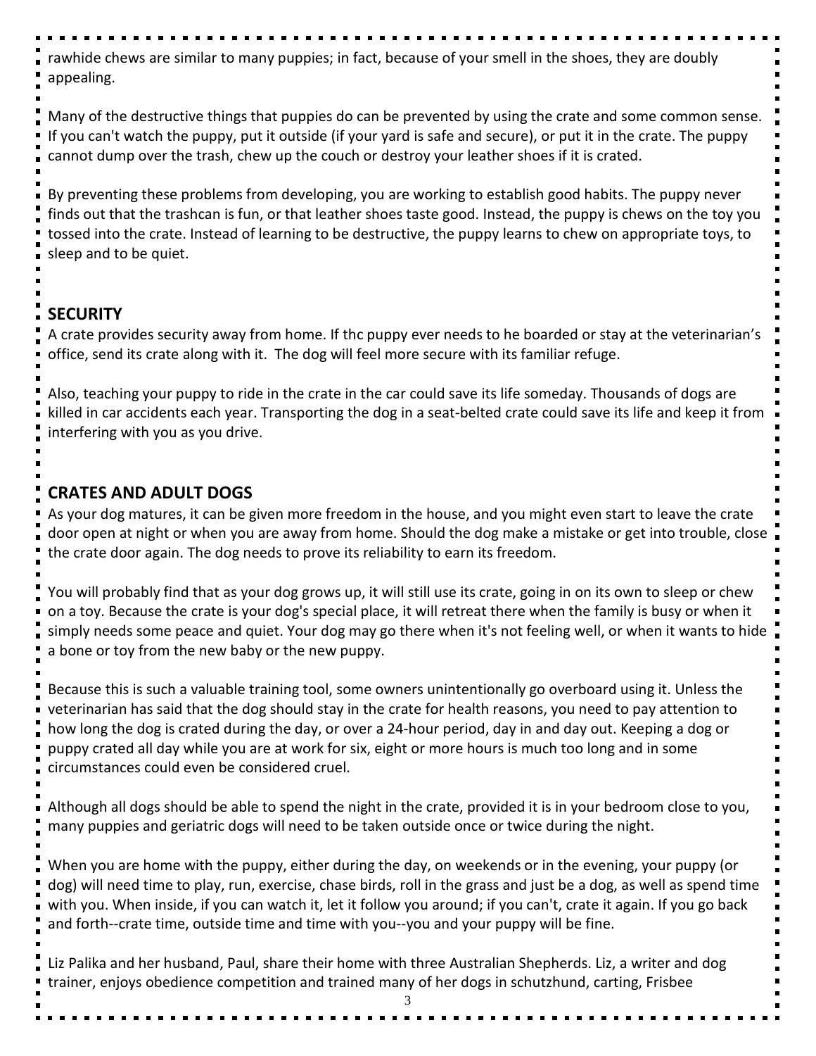rawhide chews are similar to many puppies; in fact, because of your smell in the shoes, they are doubly appealing.

Many of the destructive things that puppies do can be prevented by using the crate and some common sense. If you can't watch the puppy, put it outside (if your yard is safe and secure), or put it in the crate. The puppy cannot dump over the trash, chew up the couch or destroy your leather shoes if it is crated.

By preventing these problems from developing, you are working to establish good habits. The puppy never finds out that the trashcan is fun, or that leather shoes taste good. Instead, the puppy is chews on the toy you tossed into the crate. Instead of learning to be destructive, the puppy learns to chew on appropriate toys, to sleep and to be quiet.

## SECURITY

A crate provides security away from home. If thc puppy ever needs to he boarded or stay at the veterinarian's office, send its crate along with it. The dog will feel more secure with its familiar refuge.

Also, teaching your puppy to ride in the crate in the car could save its life someday. Thousands of dogs are killed in car accidents each year. Transporting the dog in a seat-belted crate could save its life and keep it from interfering with you as you drive.

## CRATES AND ADULT DOGS

As your dog matures, it can be given more freedom in the house, and you might even start to leave the crate door open at night or when you are away from home. Should the dog make a mistake or get into trouble, close the crate door again. The dog needs to prove its reliability to earn its freedom.

You will probably find that as your dog grows up, it will still use its crate, going in on its own to sleep or chew on a toy. Because the crate is your dog's special place, it will retreat there when the family is busy or when it simply needs some peace and quiet. Your dog may go there when it's not feeling well, or when it wants to hide a bone or toy from the new baby or the new puppy.

Because this is such a valuable training tool, some owners unintentionally go overboard using it. Unless the veterinarian has said that the dog should stay in the crate for health reasons, you need to pay attention to how long the dog is crated during the day, or over a 24-hour period, day in and day out. Keeping a dog or puppy crated all day while you are at work for six, eight or more hours is much too long and in some circumstances could even be considered cruel.

Although all dogs should be able to spend the night in the crate, provided it is in your bedroom close to you, many puppies and geriatric dogs will need to be taken outside once or twice during the night.

When you are home with the puppy, either during the day, on weekends or in the evening, your puppy (or dog) will need time to play, run, exercise, chase birds, roll in the grass and just be a dog, as well as spend time with you. When inside, if you can watch it, let it follow you around; if you can't, crate it again. If you go back and forth--crate time, outside time and time with you--you and your puppy will be fine.

Liz Palika and her husband, Paul, share their home with three Australian Shepherds. Liz, a writer and dog trainer, enjoys obedience competition and trained many of her dogs in schutzhund, carting, Frisbee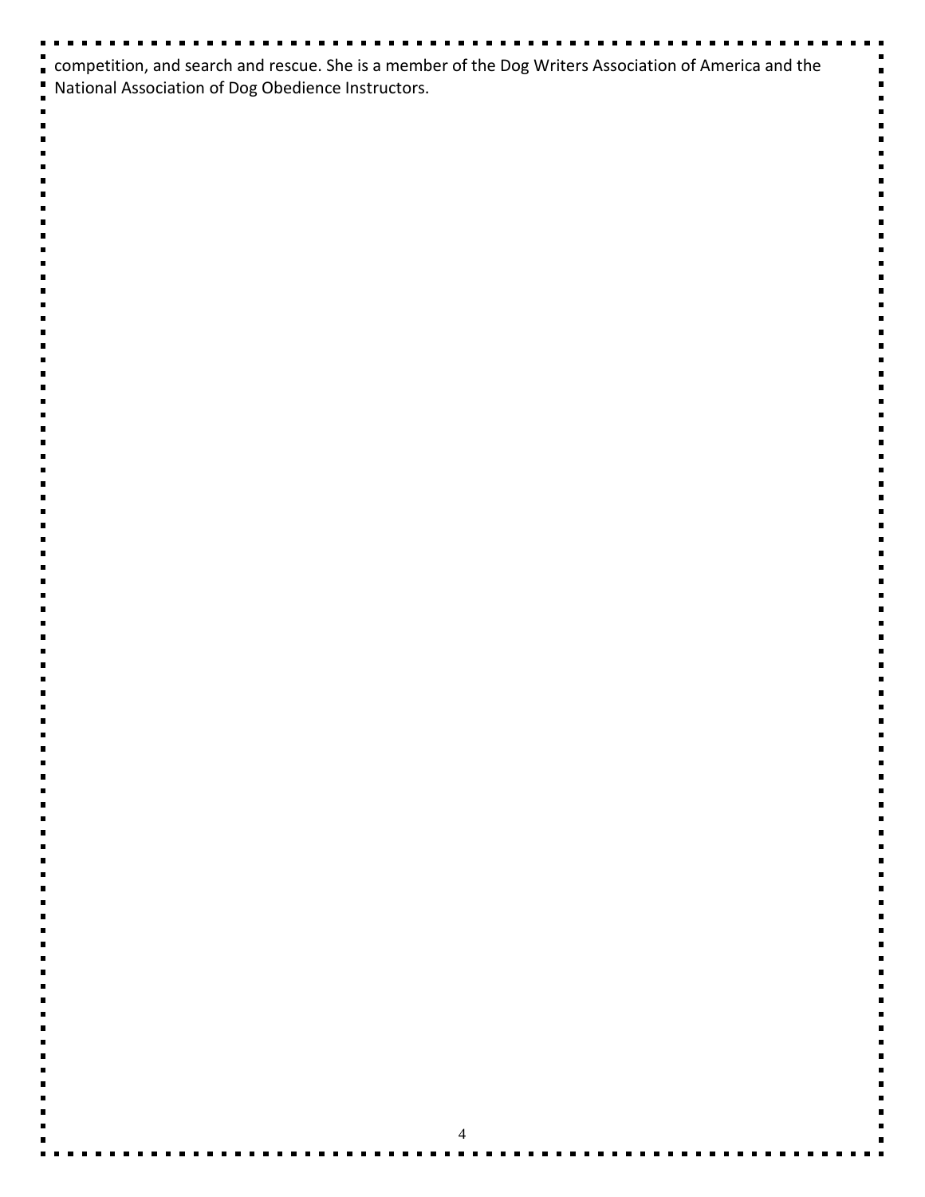competition, and search and rescue. She is a member of the Dog Writers Association of America and the National Association of Dog Obedience Instructors.